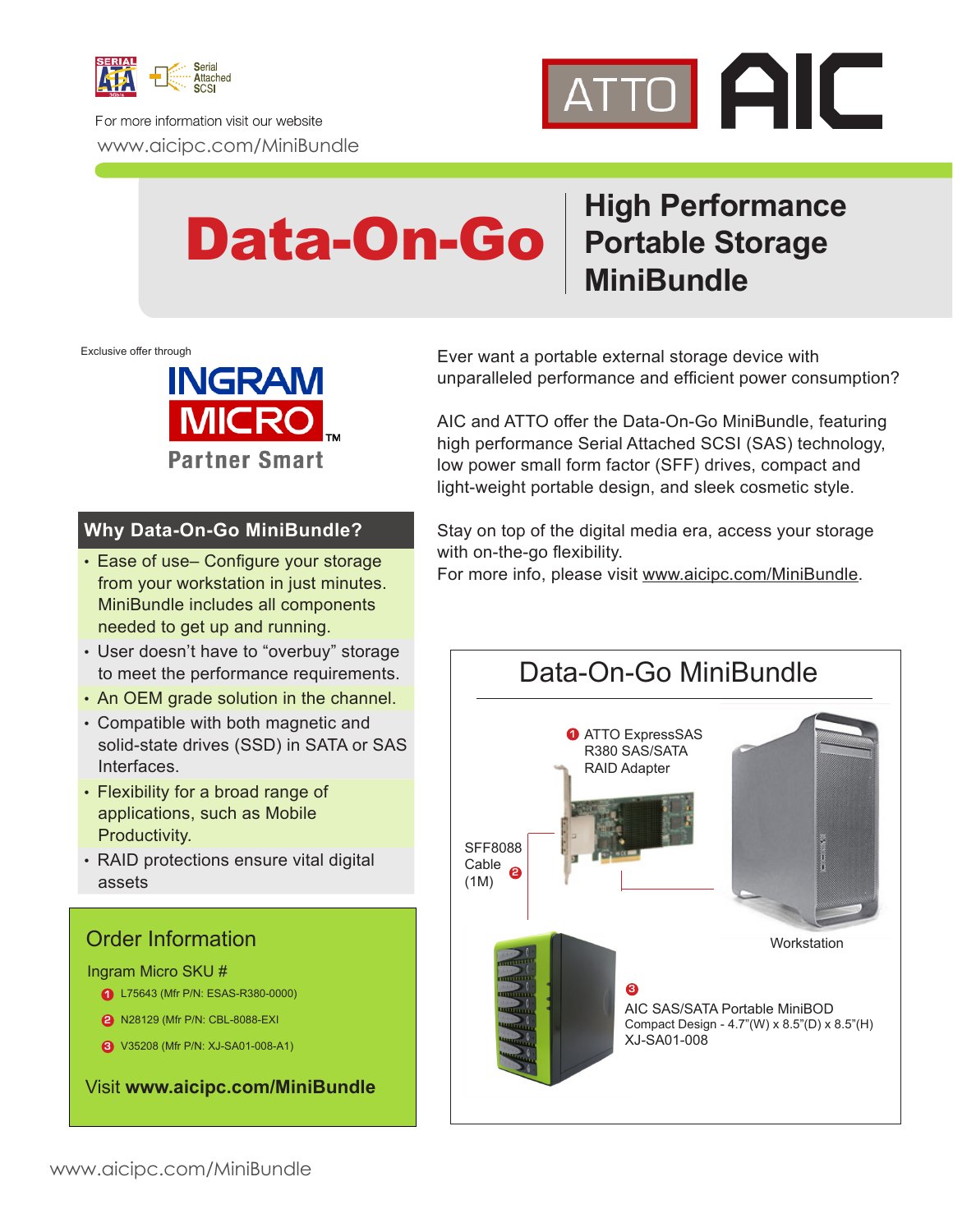For more information visit our website
www.aicipc.com/MiniBundle

# Data-On-Go

## High Performance Portable Storage MiniBundle

Exclusive offer through

INGRAM MICRO™ Partner Smart

Ever want a portable external storage device with unparalleled performance and efficient power consumption?

AIC and ATTO offer the Data-On-Go MiniBundle, featuring high performance Serial Attached SCSI (SAS) technology, low power small form factor (SFF) drives, compact and light-weight portable design, and sleek cosmetic style.

Stay on top of the digital media era, access your storage with on-the-go flexibility.
For more info, please visit www.aicipc.com/MiniBundle.

### Why Data-On-Go MiniBundle?

- Ease of use– Configure your storage from your workstation in just minutes. MiniBundle includes all components needed to get up and running.
- User doesn't have to "overbuy" storage to meet the performance requirements.
- An OEM grade solution in the channel.
- Compatible with both magnetic and solid-state drives (SSD) in SATA or SAS Interfaces.
- Flexibility for a broad range of applications, such as Mobile Productivity.
- RAID protections ensure vital digital assets

### Order Information

Ingram Micro SKU #

1. L75643 (Mfr P/N: ESAS-R380-0000)
2. N28129 (Mfr P/N: CBL-8088-EXI
3. V35208 (Mfr P/N: XJ-SA01-008-A1)

Visit **www.aicipc.com/MiniBundle**

### Data-On-Go MiniBundle

1. ATTO ExpressSAS R380 SAS/SATA RAID Adapter
2. SFF8088 Cable (1M)
3. AIC SAS/SATA Portable MiniBOD
   Compact Design - 4.7"(W) x 8.5"(D) x 8.5"(H)
   XJ-SA01-008

Workstation

www.aicipc.com/MiniBundle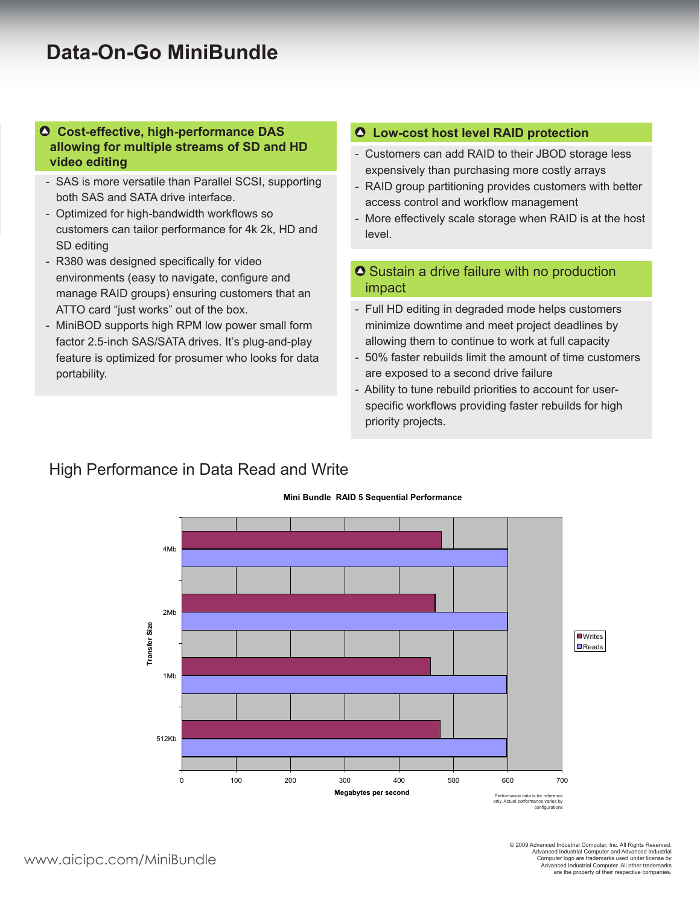# Data-On-Go MiniBundle

### Cost-effective, high-performance DAS allowing for multiple streams of SD and HD video editing

- SAS is more versatile than Parallel SCSI, supporting both SAS and SATA drive interface.
- Optimized for high-bandwidth workflows so customers can tailor performance for 4k 2k, HD and SD editing
- R380 was designed specifically for video environments (easy to navigate, configure and manage RAID groups) ensuring customers that an ATTO card "just works" out of the box.
- MiniBOD supports high RPM low power small form factor 2.5-inch SAS/SATA drives. It's plug-and-play feature is optimized for prosumer who looks for data portability.

### Low-cost host level RAID protection

- Customers can add RAID to their JBOD storage less expensively than purchasing more costly arrays
- RAID group partitioning provides customers with better access control and workflow management
- More effectively scale storage when RAID is at the host level.

### Sustain a drive failure with no production impact

- Full HD editing in degraded mode helps customers minimize downtime and meet project deadlines by allowing them to continue to work at full capacity
- 50% faster rebuilds limit the amount of time customers are exposed to a second drive failure
- Ability to tune rebuild priorities to account for user-specific workflows providing faster rebuilds for high priority projects.

## High Performance in Data Read and Write

**Mini Bundle RAID 5 Sequential Performance**

Transfer Size

4Mb

2Mb

1Mb

512Kb

0 100 200 300 400 500 600 700

Megabytes per second

Writes

Reads

Performance data is for reference only. Actual performance varies by configurations

www.aicipc.com/MiniBundle

© 2009 Advanced Industrial Computer, Inc. All Rights Reserved. Advanced Industrial Computer and Advanced Industrial Computer logo are trademarks used under license by Advanced Industrial Computer. All other trademarks are the property of their respective companies.